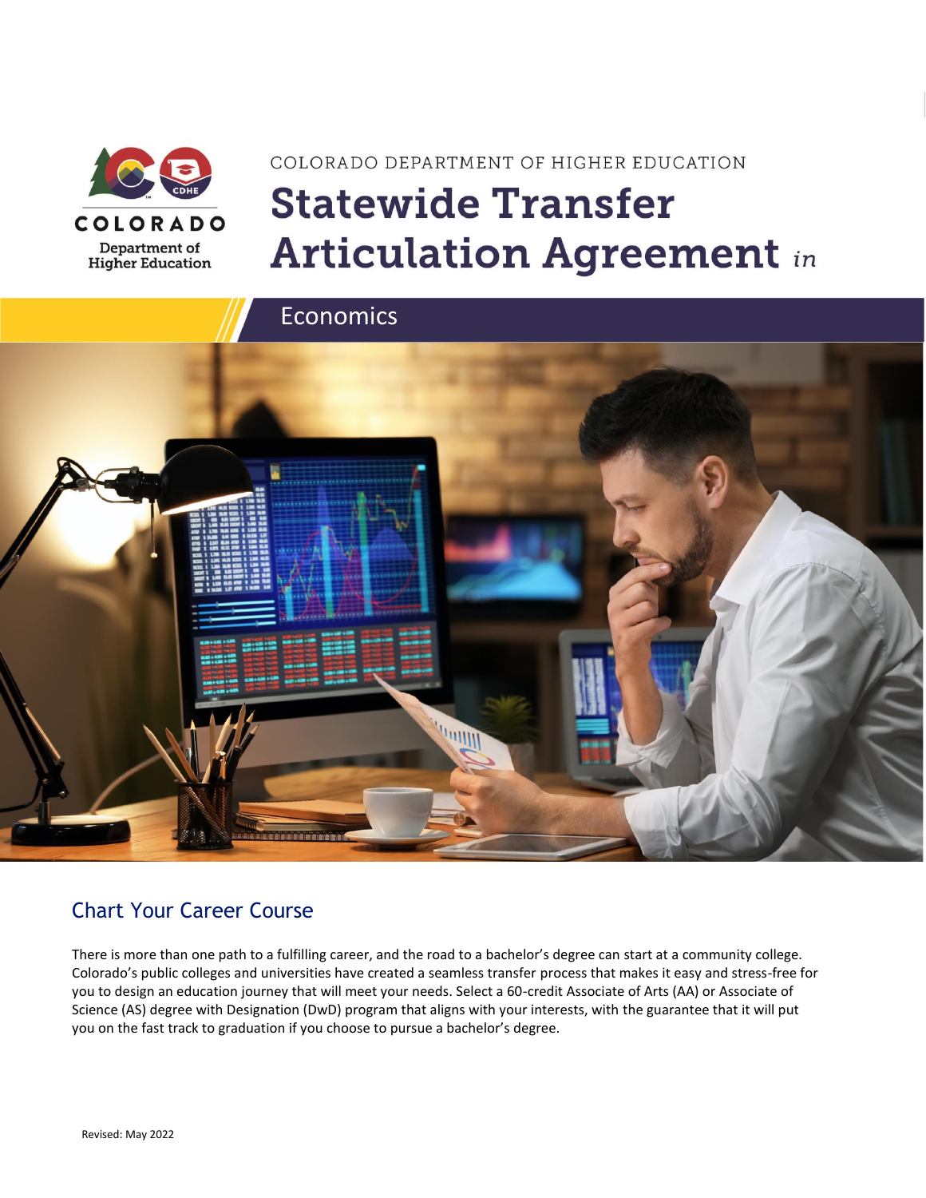COLORADO DEPARTMENT OF HIGHER EDUCATION

# Statewide Transfer Articulation Agreement *in*

## Economics

## Chart Your Career Course

There is more than one path to a fulfilling career, and the road to a bachelor's degree can start at a community college. Colorado's public colleges and universities have created a seamless transfer process that makes it easy and stress-free for you to design an education journey that will meet your needs. Select a 60-credit Associate of Arts (AA) or Associate of Science (AS) degree with Designation (DwD) program that aligns with your interests, with the guarantee that it will put you on the fast track to graduation if you choose to pursue a bachelor's degree.

Revised: May 2022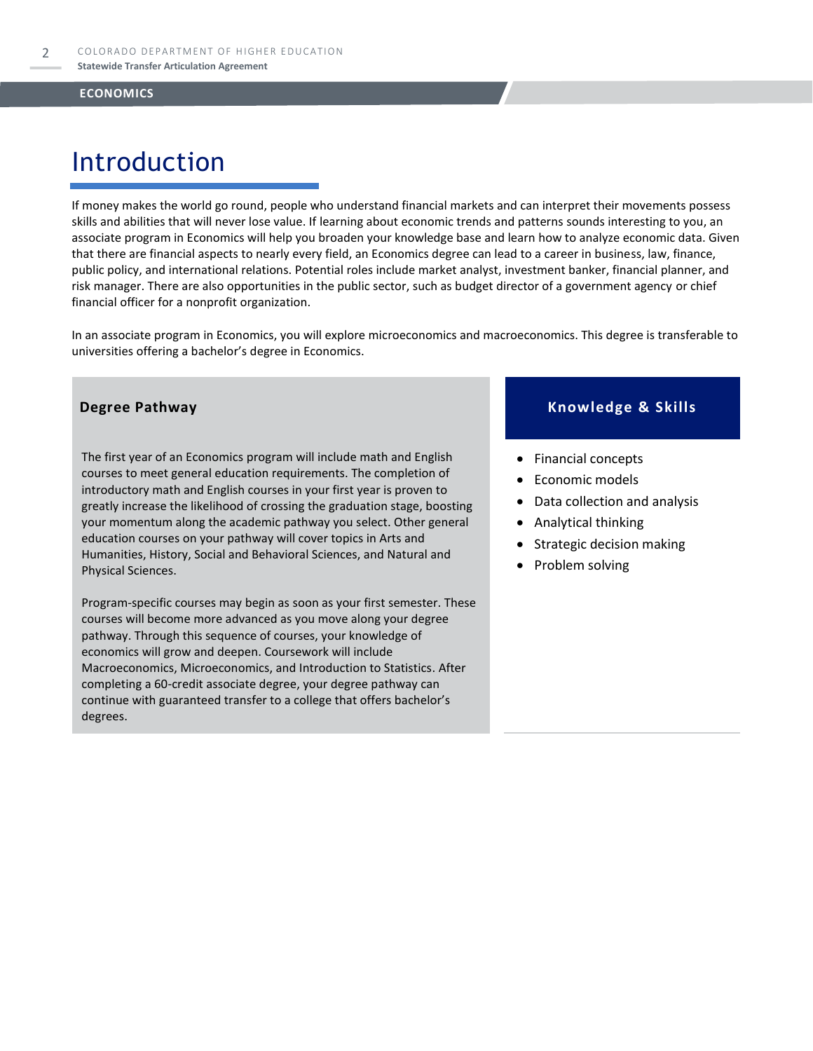# Introduction

If money makes the world go round, people who understand financial markets and can interpret their movements possess skills and abilities that will never lose value. If learning about economic trends and patterns sounds interesting to you, an associate program in Economics will help you broaden your knowledge base and learn how to analyze economic data. Given that there are financial aspects to nearly every field, an Economics degree can lead to a career in business, law, finance, public policy, and international relations. Potential roles include market analyst, investment banker, financial planner, and risk manager. There are also opportunities in the public sector, such as budget director of a government agency or chief financial officer for a nonprofit organization.

In an associate program in Economics, you will explore microeconomics and macroeconomics. This degree is transferable to universities offering a bachelor's degree in Economics.

## Degree Pathway

The first year of an Economics program will include math and English courses to meet general education requirements. The completion of introductory math and English courses in your first year is proven to greatly increase the likelihood of crossing the graduation stage, boosting your momentum along the academic pathway you select. Other general education courses on your pathway will cover topics in Arts and Humanities, History, Social and Behavioral Sciences, and Natural and Physical Sciences.

Program-specific courses may begin as soon as your first semester. These courses will become more advanced as you move along your degree pathway. Through this sequence of courses, your knowledge of economics will grow and deepen. Coursework will include Macroeconomics, Microeconomics, and Introduction to Statistics. After completing a 60-credit associate degree, your degree pathway can continue with guaranteed transfer to a college that offers bachelor's degrees.

## Knowledge & Skills

- Financial concepts
- Economic models
- Data collection and analysis
- Analytical thinking
- Strategic decision making
- Problem solving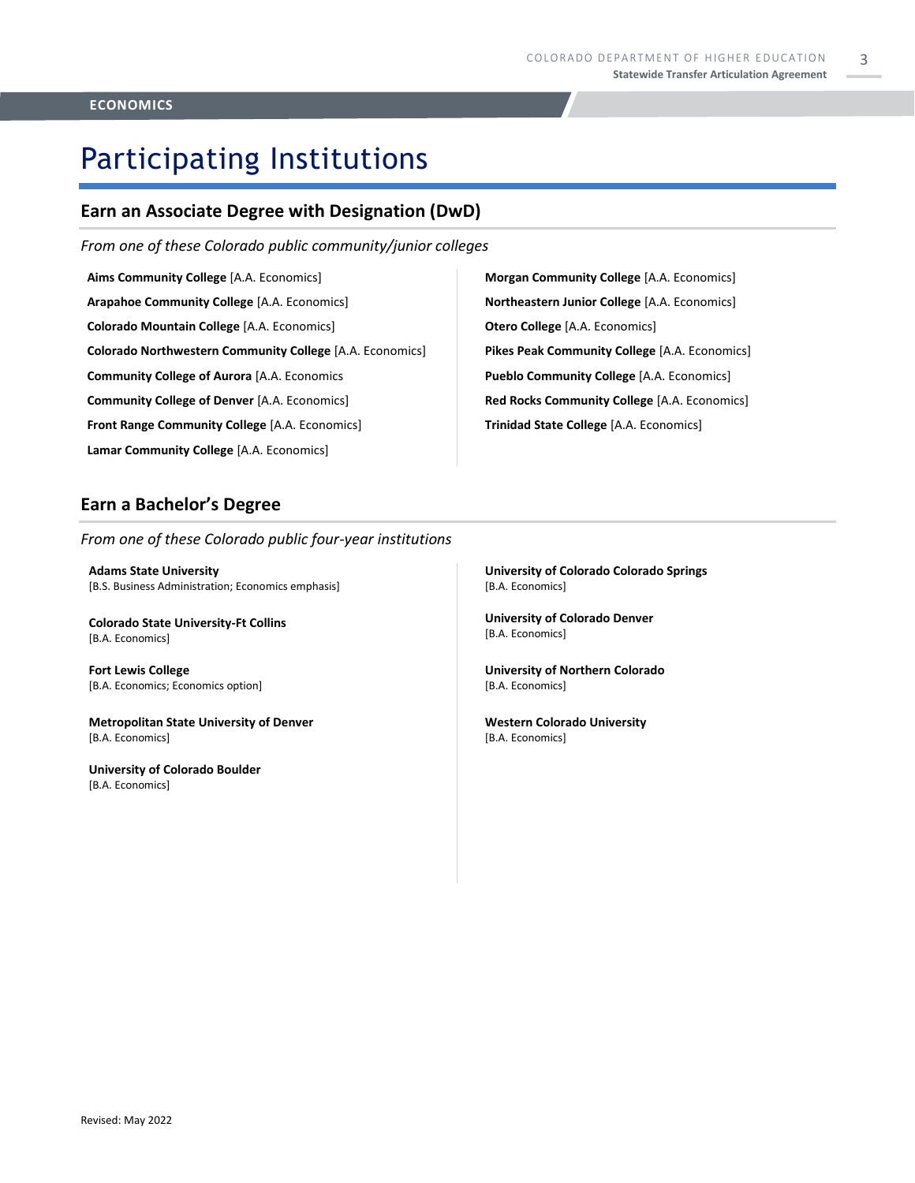# Participating Institutions

## Earn an Associate Degree with Designation (DwD)

*From one of these Colorado public community/junior colleges*

**Aims Community College** [A.A. Economics]

**Arapahoe Community College** [A.A. Economics]

**Colorado Mountain College** [A.A. Economics]

**Colorado Northwestern Community College** [A.A. Economics]

**Community College of Aurora** [A.A. Economics

**Community College of Denver** [A.A. Economics]

**Front Range Community College** [A.A. Economics]

**Lamar Community College** [A.A. Economics]

**Morgan Community College** [A.A. Economics]

**Northeastern Junior College** [A.A. Economics]

**Otero College** [A.A. Economics]

**Pikes Peak Community College** [A.A. Economics]

**Pueblo Community College** [A.A. Economics]

**Red Rocks Community College** [A.A. Economics]

**Trinidad State College** [A.A. Economics]

## Earn a Bachelor's Degree

*From one of these Colorado public four-year institutions*

**Adams State University**
[B.S. Business Administration; Economics emphasis]

**Colorado State University-Ft Collins**
[B.A. Economics]

**Fort Lewis College**
[B.A. Economics; Economics option]

**Metropolitan State University of Denver**
[B.A. Economics]

**University of Colorado Boulder**
[B.A. Economics]

**University of Colorado Colorado Springs**
[B.A. Economics]

**University of Colorado Denver**
[B.A. Economics]

**University of Northern Colorado**
[B.A. Economics]

**Western Colorado University**
[B.A. Economics]

Revised: May 2022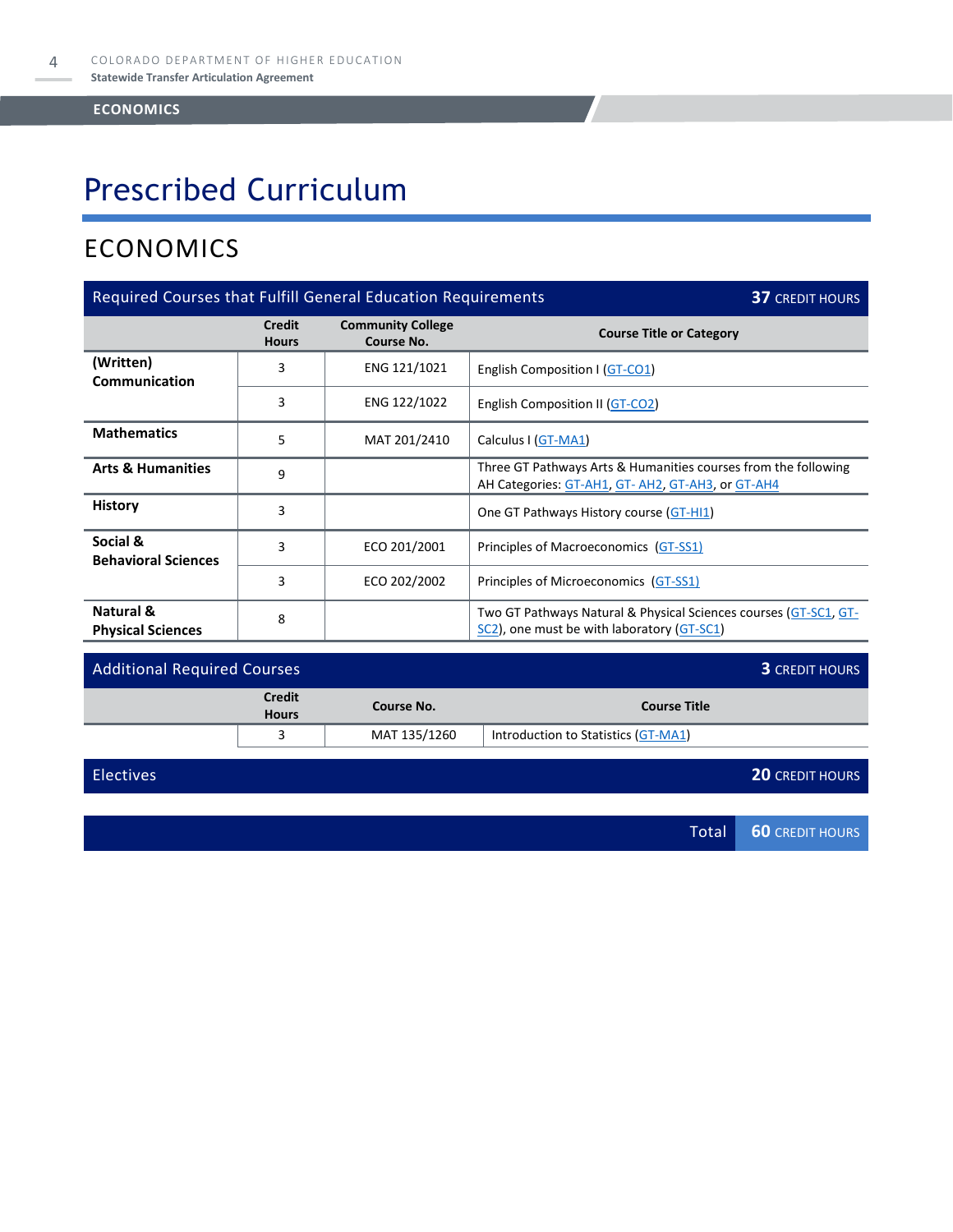# Prescribed Curriculum

## ECONOMICS

| Required Courses that Fulfill General Education Requirements | | | 37 CREDIT HOURS |
|---|---|---|---|
| | **Credit Hours** | **Community College Course No.** | **Course Title or Category** |
| **(Written) Communication** | 3 | ENG 121/1021 | English Composition I (GT-CO1) |
| | 3 | ENG 122/1022 | English Composition II (GT-CO2) |
| **Mathematics** | 5 | MAT 201/2410 | Calculus I (GT-MA1) |
| **Arts & Humanities** | 9 | | Three GT Pathways Arts & Humanities courses from the following AH Categories: GT-AH1, GT- AH2, GT-AH3, or GT-AH4 |
| **History** | 3 | | One GT Pathways History course (GT-HI1) |
| **Social & Behavioral Sciences** | 3 | ECO 201/2001 | Principles of Macroeconomics (GT-SS1) |
| | 3 | ECO 202/2002 | Principles of Microeconomics (GT-SS1) |
| **Natural & Physical Sciences** | 8 | | Two GT Pathways Natural & Physical Sciences courses (GT-SC1, GT-SC2), one must be with laboratory (GT-SC1) |

| Additional Required Courses | | | 3 CREDIT HOURS |
|---|---|---|---|
| | **Credit Hours** | **Course No.** | **Course Title** |
| | 3 | MAT 135/1260 | Introduction to Statistics (GT-MA1) |

| Electives | 20 CREDIT HOURS |
|---|---|

| Total | 60 CREDIT HOURS |
|---|---|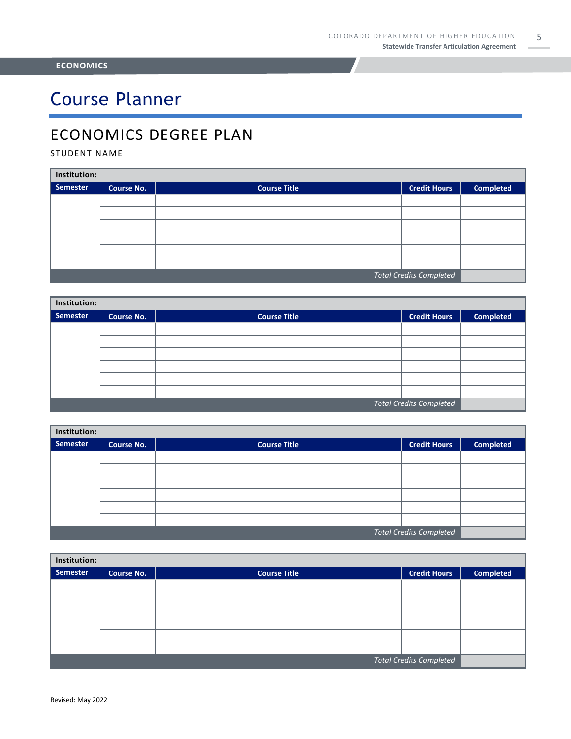**ECONOMICS**

# Course Planner

## ECONOMICS DEGREE PLAN

STUDENT NAME

| **Institution:** | | | | |
|---|---|---|---|---|
| **Semester** | **Course No.** | **Course Title** | **Credit Hours** | **Completed** |
| | | | | |
| | | | | |
| | | | | |
| | | | | |
| | | | | |
| | | | | |
| | | | *Total Credits Completed* | |

| **Institution:** | | | | |
|---|---|---|---|---|
| **Semester** | **Course No.** | **Course Title** | **Credit Hours** | **Completed** |
| | | | | |
| | | | | |
| | | | | |
| | | | | |
| | | | | |
| | | | | |
| | | | *Total Credits Completed* | |

| **Institution:** | | | | |
|---|---|---|---|---|
| **Semester** | **Course No.** | **Course Title** | **Credit Hours** | **Completed** |
| | | | | |
| | | | | |
| | | | | |
| | | | | |
| | | | | |
| | | | | |
| | | | *Total Credits Completed* | |

| **Institution:** | | | | |
|---|---|---|---|---|
| **Semester** | **Course No.** | **Course Title** | **Credit Hours** | **Completed** |
| | | | | |
| | | | | |
| | | | | |
| | | | | |
| | | | | |
| | | | | |
| | | | *Total Credits Completed* | |

Revised: May 2022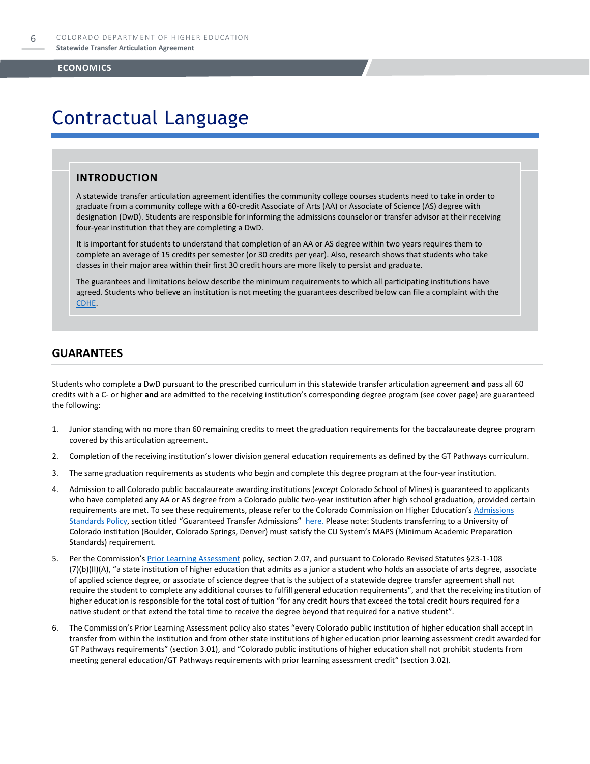## ECONOMICS

# Contractual Language

### INTRODUCTION

A statewide transfer articulation agreement identifies the community college courses students need to take in order to graduate from a community college with a 60-credit Associate of Arts (AA) or Associate of Science (AS) degree with designation (DwD). Students are responsible for informing the admissions counselor or transfer advisor at their receiving four-year institution that they are completing a DwD.

It is important for students to understand that completion of an AA or AS degree within two years requires them to complete an average of 15 credits per semester (or 30 credits per year). Also, research shows that students who take classes in their major area within their first 30 credit hours are more likely to persist and graduate.

The guarantees and limitations below describe the minimum requirements to which all participating institutions have agreed. Students who believe an institution is not meeting the guarantees described below can file a complaint with the CDHE.

## GUARANTEES

Students who complete a DwD pursuant to the prescribed curriculum in this statewide transfer articulation agreement **and** pass all 60 credits with a C- or higher **and** are admitted to the receiving institution's corresponding degree program (see cover page) are guaranteed the following:

1. Junior standing with no more than 60 remaining credits to meet the graduation requirements for the baccalaureate degree program covered by this articulation agreement.
2. Completion of the receiving institution's lower division general education requirements as defined by the GT Pathways curriculum.
3. The same graduation requirements as students who begin and complete this degree program at the four-year institution.
4. Admission to all Colorado public baccalaureate awarding institutions (*except* Colorado School of Mines) is guaranteed to applicants who have completed any AA or AS degree from a Colorado public two-year institution after high school graduation, provided certain requirements are met. To see these requirements, please refer to the Colorado Commission on Higher Education's Admissions Standards Policy, section titled "Guaranteed Transfer Admissions" here. Please note: Students transferring to a University of Colorado institution (Boulder, Colorado Springs, Denver) must satisfy the CU System's MAPS (Minimum Academic Preparation Standards) requirement.
5. Per the Commission's Prior Learning Assessment policy, section 2.07, and pursuant to Colorado Revised Statutes §23-1-108 (7)(b)(II)(A), "a state institution of higher education that admits as a junior a student who holds an associate of arts degree, associate of applied science degree, or associate of science degree that is the subject of a statewide degree transfer agreement shall not require the student to complete any additional courses to fulfill general education requirements", and that the receiving institution of higher education is responsible for the total cost of tuition "for any credit hours that exceed the total credit hours required for a native student or that extend the total time to receive the degree beyond that required for a native student".
6. The Commission's Prior Learning Assessment policy also states "every Colorado public institution of higher education shall accept in transfer from within the institution and from other state institutions of higher education prior learning assessment credit awarded for GT Pathways requirements" (section 3.01), and "Colorado public institutions of higher education shall not prohibit students from meeting general education/GT Pathways requirements with prior learning assessment credit" (section 3.02).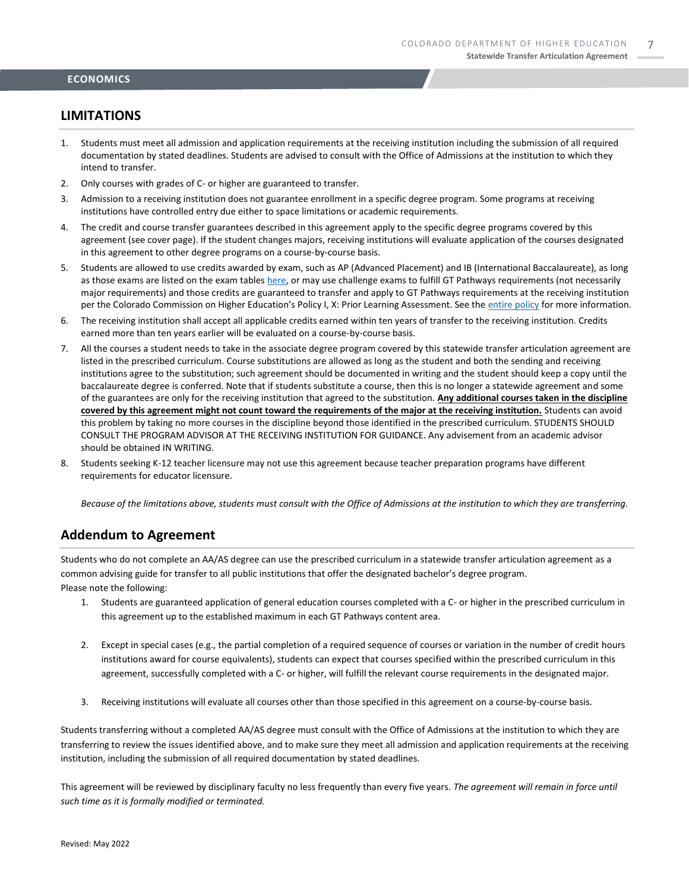ECONOMICS

## LIMITATIONS

1. Students must meet all admission and application requirements at the receiving institution including the submission of all required documentation by stated deadlines. Students are advised to consult with the Office of Admissions at the institution to which they intend to transfer.
2. Only courses with grades of C- or higher are guaranteed to transfer.
3. Admission to a receiving institution does not guarantee enrollment in a specific degree program. Some programs at receiving institutions have controlled entry due either to space limitations or academic requirements.
4. The credit and course transfer guarantees described in this agreement apply to the specific degree programs covered by this agreement (see cover page). If the student changes majors, receiving institutions will evaluate application of the courses designated in this agreement to other degree programs on a course-by-course basis.
5. Students are allowed to use credits awarded by exam, such as AP (Advanced Placement) and IB (International Baccalaureate), as long as those exams are listed on the exam tables here, or may use challenge exams to fulfill GT Pathways requirements (not necessarily major requirements) and those credits are guaranteed to transfer and apply to GT Pathways requirements at the receiving institution per the Colorado Commission on Higher Education's Policy I, X: Prior Learning Assessment. See the entire policy for more information.
6. The receiving institution shall accept all applicable credits earned within ten years of transfer to the receiving institution. Credits earned more than ten years earlier will be evaluated on a course-by-course basis.
7. All the courses a student needs to take in the associate degree program covered by this statewide transfer articulation agreement are listed in the prescribed curriculum. Course substitutions are allowed as long as the student and both the sending and receiving institutions agree to the substitution; such agreement should be documented in writing and the student should keep a copy until the baccalaureate degree is conferred. Note that if students substitute a course, then this is no longer a statewide agreement and some of the guarantees are only for the receiving institution that agreed to the substitution. **Any additional courses taken in the discipline covered by this agreement might not count toward the requirements of the major at the receiving institution.** Students can avoid this problem by taking no more courses in the discipline beyond those identified in the prescribed curriculum. STUDENTS SHOULD CONSULT THE PROGRAM ADVISOR AT THE RECEIVING INSTITUTION FOR GUIDANCE. Any advisement from an academic advisor should be obtained IN WRITING.
8. Students seeking K-12 teacher licensure may not use this agreement because teacher preparation programs have different requirements for educator licensure.

*Because of the limitations above, students must consult with the Office of Admissions at the institution to which they are transferring.*

## Addendum to Agreement

Students who do not complete an AA/AS degree can use the prescribed curriculum in a statewide transfer articulation agreement as a common advising guide for transfer to all public institutions that offer the designated bachelor's degree program.
Please note the following:

1. Students are guaranteed application of general education courses completed with a C- or higher in the prescribed curriculum in this agreement up to the established maximum in each GT Pathways content area.
2. Except in special cases (e.g., the partial completion of a required sequence of courses or variation in the number of credit hours institutions award for course equivalents), students can expect that courses specified within the prescribed curriculum in this agreement, successfully completed with a C- or higher, will fulfill the relevant course requirements in the designated major.
3. Receiving institutions will evaluate all courses other than those specified in this agreement on a course-by-course basis.

Students transferring without a completed AA/AS degree must consult with the Office of Admissions at the institution to which they are transferring to review the issues identified above, and to make sure they meet all admission and application requirements at the receiving institution, including the submission of all required documentation by stated deadlines.

This agreement will be reviewed by disciplinary faculty no less frequently than every five years. *The agreement will remain in force until such time as it is formally modified or terminated.*

Revised: May 2022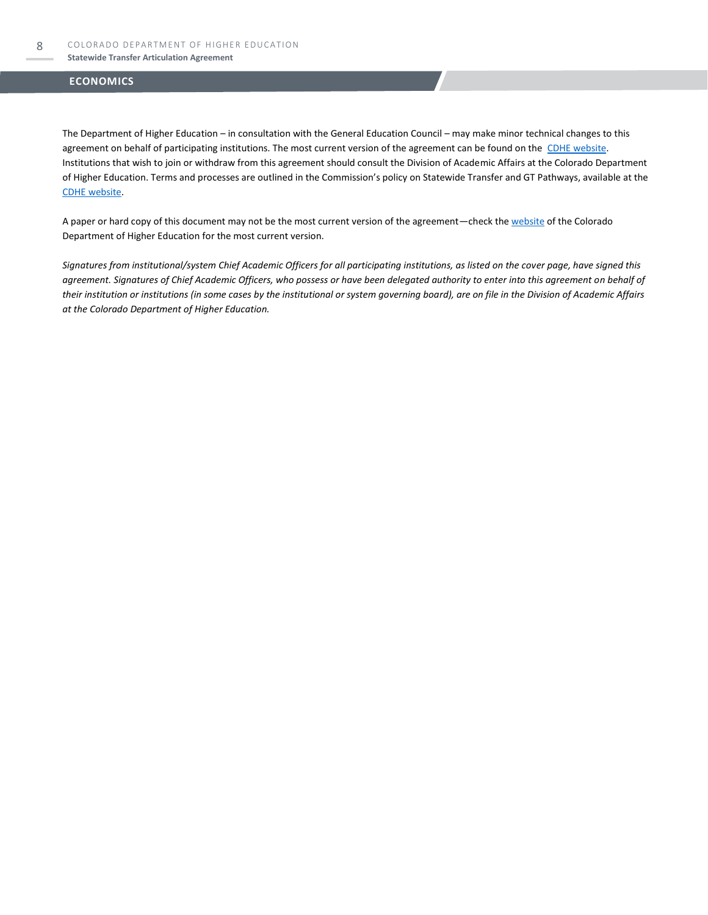## ECONOMICS

The Department of Higher Education – in consultation with the General Education Council – may make minor technical changes to this agreement on behalf of participating institutions. The most current version of the agreement can be found on the CDHE website. Institutions that wish to join or withdraw from this agreement should consult the Division of Academic Affairs at the Colorado Department of Higher Education. Terms and processes are outlined in the Commission's policy on Statewide Transfer and GT Pathways, available at the CDHE website.

A paper or hard copy of this document may not be the most current version of the agreement—check the website of the Colorado Department of Higher Education for the most current version.

*Signatures from institutional/system Chief Academic Officers for all participating institutions, as listed on the cover page, have signed this agreement. Signatures of Chief Academic Officers, who possess or have been delegated authority to enter into this agreement on behalf of their institution or institutions (in some cases by the institutional or system governing board), are on file in the Division of Academic Affairs at the Colorado Department of Higher Education.*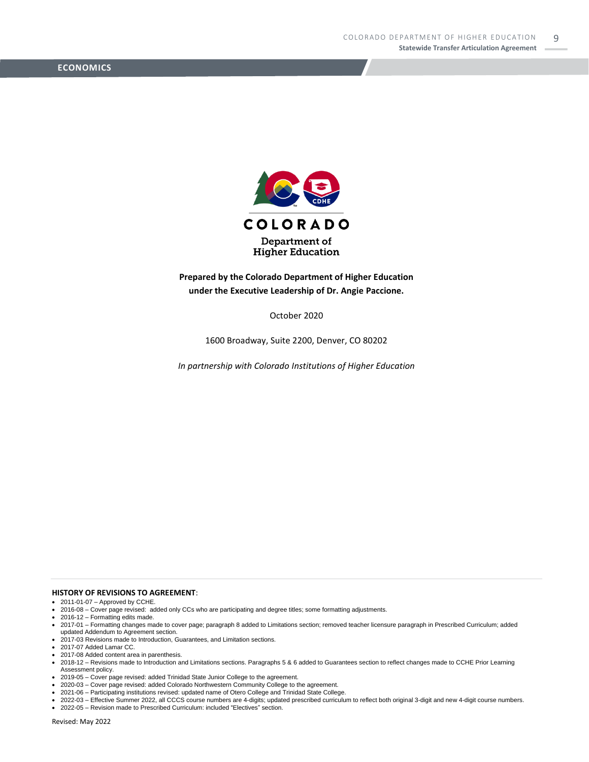**Prepared by the Colorado Department of Higher Education under the Executive Leadership of Dr. Angie Paccione.**

October 2020

1600 Broadway, Suite 2200, Denver, CO 80202

*In partnership with Colorado Institutions of Higher Education*

**HISTORY OF REVISIONS TO AGREEMENT**:

- 2011-01-07 – Approved by CCHE.
- 2016-08 – Cover page revised: added only CCs who are participating and degree titles; some formatting adjustments.
- 2016-12 – Formatting edits made.
- 2017-01 – Formatting changes made to cover page; paragraph 8 added to Limitations section; removed teacher licensure paragraph in Prescribed Curriculum; added updated Addendum to Agreement section.
- 2017-03 Revisions made to Introduction, Guarantees, and Limitation sections.
- 2017-07 Added Lamar CC.
- 2017-08 Added content area in parenthesis.
- 2018-12 – Revisions made to Introduction and Limitations sections. Paragraphs 5 & 6 added to Guarantees section to reflect changes made to CCHE Prior Learning Assessment policy.
- 2019-05 – Cover page revised: added Trinidad State Junior College to the agreement.
- 2020-03 – Cover page revised: added Colorado Northwestern Community College to the agreement.
- 2021-06 – Participating institutions revised: updated name of Otero College and Trinidad State College.
- 2022-03 – Effective Summer 2022, all CCCS course numbers are 4-digits; updated prescribed curriculum to reflect both original 3-digit and new 4-digit course numbers.
- 2022-05 – Revision made to Prescribed Curriculum: included "Electives" section.

Revised: May 2022